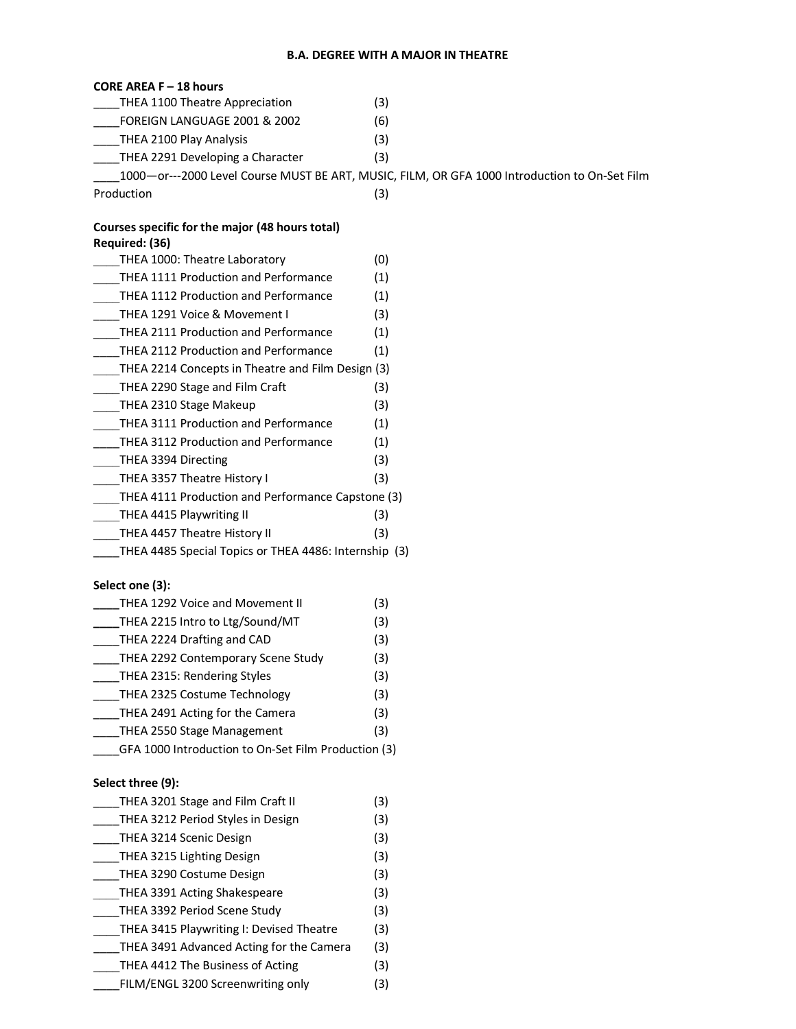# B.A. DEGREE WITH A MAJOR IN THEATRE

**CORE AREA F – 18 hours**

____THEA 1100 Theatre Appreciation (3)
____FOREIGN LANGUAGE 2001 & 2002 (6)
____THEA 2100 Play Analysis (3)
____THEA 2291 Developing a Character (3)
____1000—or---2000 Level Course MUST BE ART, MUSIC, FILM, OR GFA 1000 Introduction to On-Set Film Production (3)

**Courses specific for the major (48 hours total)**
**Required: (36)**

____THEA 1000: Theatre Laboratory (0)
____THEA 1111 Production and Performance (1)
____THEA 1112 Production and Performance (1)
____THEA 1291 Voice & Movement I (3)
____THEA 2111 Production and Performance (1)
____THEA 2112 Production and Performance (1)
____THEA 2214 Concepts in Theatre and Film Design (3)
____THEA 2290 Stage and Film Craft (3)
____THEA 2310 Stage Makeup (3)
____THEA 3111 Production and Performance (1)
____THEA 3112 Production and Performance (1)
____THEA 3394 Directing (3)
____THEA 3357 Theatre History I (3)
____THEA 4111 Production and Performance Capstone (3)
____THEA 4415 Playwriting II (3)
____THEA 4457 Theatre History II (3)
____THEA 4485 Special Topics or THEA 4486: Internship (3)

**Select one (3):**

____THEA 1292 Voice and Movement II (3)
____THEA 2215 Intro to Ltg/Sound/MT (3)
____THEA 2224 Drafting and CAD (3)
____THEA 2292 Contemporary Scene Study (3)
____THEA 2315: Rendering Styles (3)
____THEA 2325 Costume Technology (3)
____THEA 2491 Acting for the Camera (3)
____THEA 2550 Stage Management (3)
____GFA 1000 Introduction to On-Set Film Production (3)

**Select three (9):**

____THEA 3201 Stage and Film Craft II (3)
____THEA 3212 Period Styles in Design (3)
____THEA 3214 Scenic Design (3)
____THEA 3215 Lighting Design (3)
____THEA 3290 Costume Design (3)
____THEA 3391 Acting Shakespeare (3)
____THEA 3392 Period Scene Study (3)
____THEA 3415 Playwriting I: Devised Theatre (3)
____THEA 3491 Advanced Acting for the Camera (3)
____THEA 4412 The Business of Acting (3)
____FILM/ENGL 3200 Screenwriting only (3)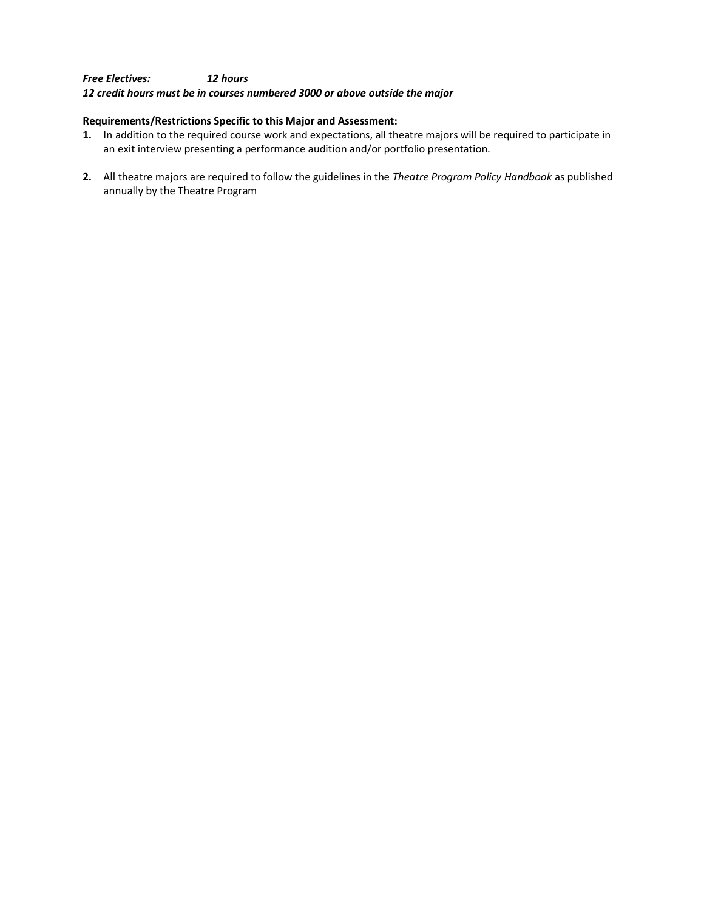***Free Electives:*** ***12 hours***
***12 credit hours must be in courses numbered 3000 or above outside the major***

**Requirements/Restrictions Specific to this Major and Assessment:**

1. In addition to the required course work and expectations, all theatre majors will be required to participate in an exit interview presenting a performance audition and/or portfolio presentation.

2. All theatre majors are required to follow the guidelines in the *Theatre Program Policy Handbook* as published annually by the Theatre Program